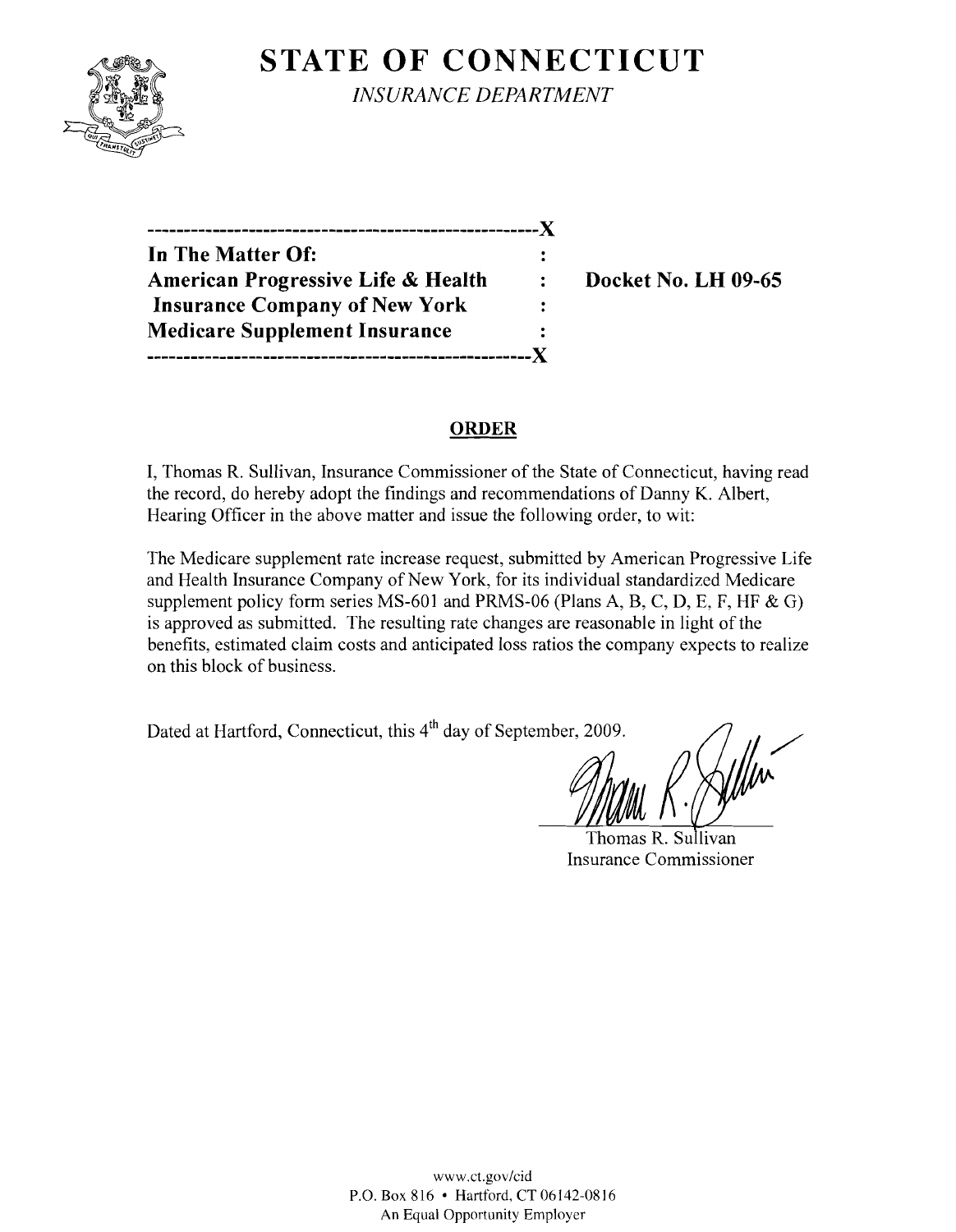# STATE OF CONNECTICUT

*INSURANCE DEPARTMENT*

```
----------------------------------------------------X
In The Matter Of:                                   :
American Progressive Life & Health                  :     Docket No. LH 09-65
 Insurance Company of New York                      :
Medicare Supplement Insurance                       :
----------------------------------------------------X
```

**ORDER**

I, Thomas R. Sullivan, Insurance Commissioner of the State of Connecticut, having read the record, do hereby adopt the findings and recommendations of Danny K. Albert, Hearing Officer in the above matter and issue the following order, to wit:

The Medicare supplement rate increase request, submitted by American Progressive Life and Health Insurance Company of New York, for its individual standardized Medicare supplement policy form series MS-601 and PRMS-06 (Plans A, B, C, D, E, F, HF & G) is approved as submitted. The resulting rate changes are reasonable in light of the benefits, estimated claim costs and anticipated loss ratios the company expects to realize on this block of business.

Dated at Hartford, Connecticut, this 4th day of September, 2009.

Thomas R. Sullivan
Insurance Commissioner

www.ct.gov/cid
P.O. Box 816 • Hartford, CT 06142-0816
An Equal Opportunity Employer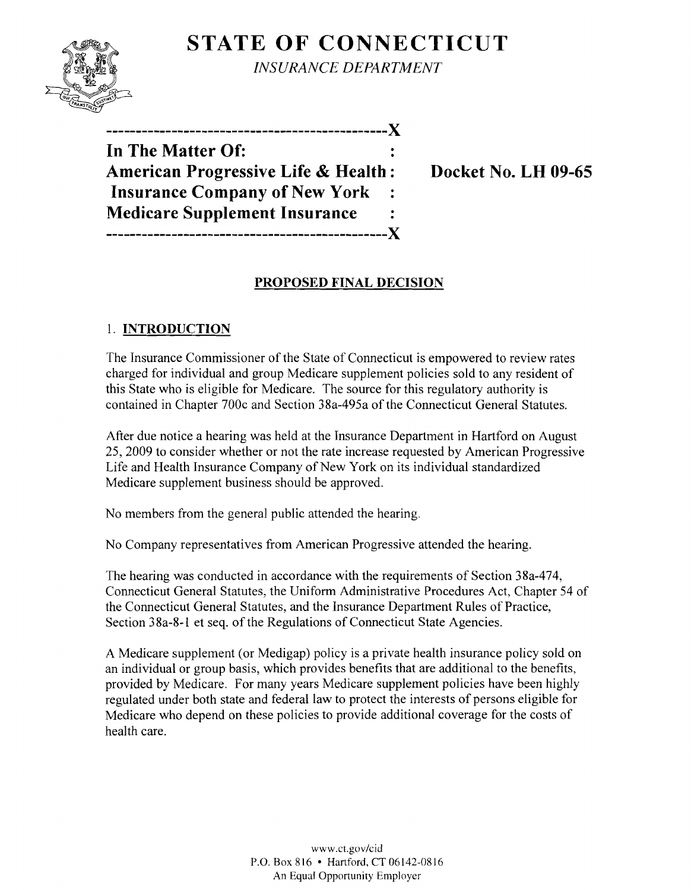# STATE OF CONNECTICUT

*INSURANCE DEPARTMENT*

-----------------------------------------------X
**In The Matter Of:** :
**American Progressive Life & Health :** **Docket No. LH 09-65**
**Insurance Company of New York :**
**Medicare Supplement Insurance :**
-----------------------------------------------X

## PROPOSED FINAL DECISION

### 1. INTRODUCTION

The Insurance Commissioner of the State of Connecticut is empowered to review rates charged for individual and group Medicare supplement policies sold to any resident of this State who is eligible for Medicare. The source for this regulatory authority is contained in Chapter 700c and Section 38a-495a of the Connecticut General Statutes.

After due notice a hearing was held at the Insurance Department in Hartford on August 25, 2009 to consider whether or not the rate increase requested by American Progressive Life and Health Insurance Company of New York on its individual standardized Medicare supplement business should be approved.

No members from the general public attended the hearing.

No Company representatives from American Progressive attended the hearing.

The hearing was conducted in accordance with the requirements of Section 38a-474, Connecticut General Statutes, the Uniform Administrative Procedures Act, Chapter 54 of the Connecticut General Statutes, and the Insurance Department Rules of Practice, Section 38a-8-1 et seq. of the Regulations of Connecticut State Agencies.

A Medicare supplement (or Medigap) policy is a private health insurance policy sold on an individual or group basis, which provides benefits that are additional to the benefits, provided by Medicare. For many years Medicare supplement policies have been highly regulated under both state and federal law to protect the interests of persons eligible for Medicare who depend on these policies to provide additional coverage for the costs of health care.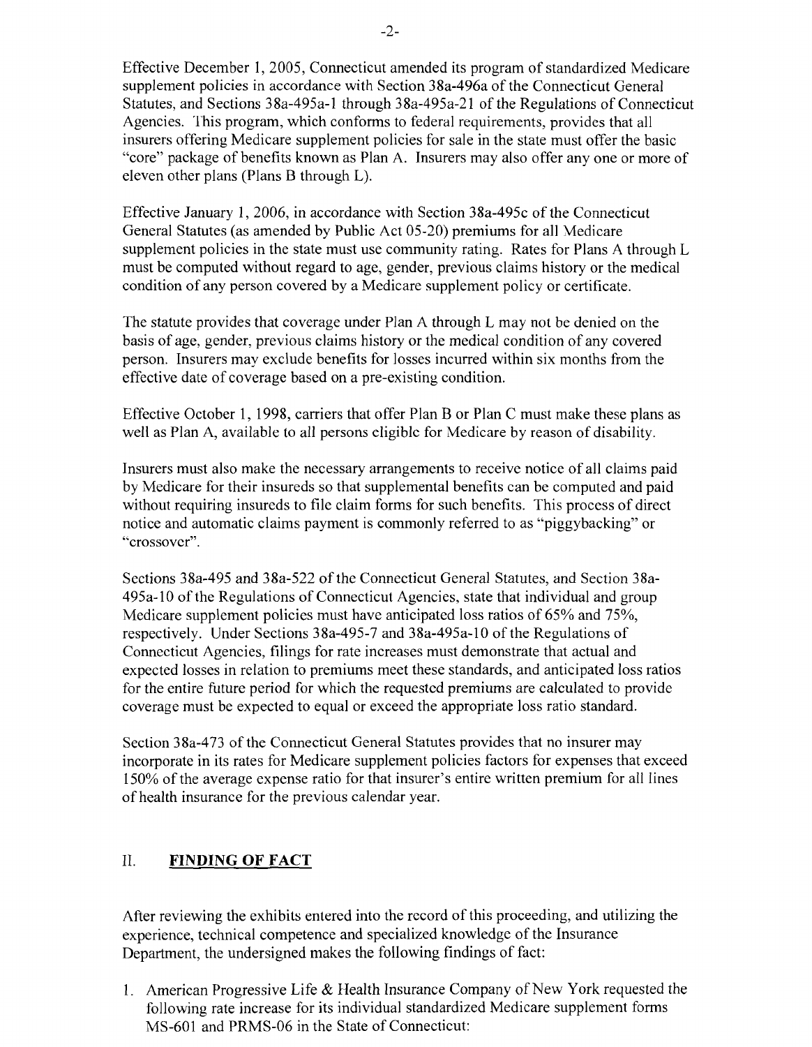Effective December 1, 2005, Connecticut amended its program of standardized Medicare supplement policies in accordance with Section 38a-496a of the Connecticut General Statutes, and Sections 38a-495a-1 through 38a-495a-21 of the Regulations of Connecticut Agencies. This program, which conforms to federal requirements, provides that all insurers offering Medicare supplement policies for sale in the state must offer the basic "core" package of benefits known as Plan A. Insurers may also offer any one or more of eleven other plans (Plans B through L).

Effective January 1, 2006, in accordance with Section 38a-495c of the Connecticut General Statutes (as amended by Public Act 05-20) premiums for all Medicare supplement policies in the state must use community rating. Rates for Plans A through L must be computed without regard to age, gender, previous claims history or the medical condition of any person covered by a Medicare supplement policy or certificate.

The statute provides that coverage under Plan A through L may not be denied on the basis of age, gender, previous claims history or the medical condition of any covered person. Insurers may exclude benefits for losses incurred within six months from the effective date of coverage based on a pre-existing condition.

Effective October 1, 1998, carriers that offer Plan B or Plan C must make these plans as well as Plan A, available to all persons eligible for Medicare by reason of disability.

Insurers must also make the necessary arrangements to receive notice of all claims paid by Medicare for their insureds so that supplemental benefits can be computed and paid without requiring insureds to file claim forms for such benefits. This process of direct notice and automatic claims payment is commonly referred to as "piggybacking" or "crossover".

Sections 38a-495 and 38a-522 of the Connecticut General Statutes, and Section 38a-495a-10 of the Regulations of Connecticut Agencies, state that individual and group Medicare supplement policies must have anticipated loss ratios of 65% and 75%, respectively. Under Sections 38a-495-7 and 38a-495a-10 of the Regulations of Connecticut Agencies, filings for rate increases must demonstrate that actual and expected losses in relation to premiums meet these standards, and anticipated loss ratios for the entire future period for which the requested premiums are calculated to provide coverage must be expected to equal or exceed the appropriate loss ratio standard.

Section 38a-473 of the Connecticut General Statutes provides that no insurer may incorporate in its rates for Medicare supplement policies factors for expenses that exceed 150% of the average expense ratio for that insurer's entire written premium for all lines of health insurance for the previous calendar year.

## II. **FINDING OF FACT**

After reviewing the exhibits entered into the record of this proceeding, and utilizing the experience, technical competence and specialized knowledge of the Insurance Department, the undersigned makes the following findings of fact:

1. American Progressive Life & Health Insurance Company of New York requested the following rate increase for its individual standardized Medicare supplement forms MS-601 and PRMS-06 in the State of Connecticut: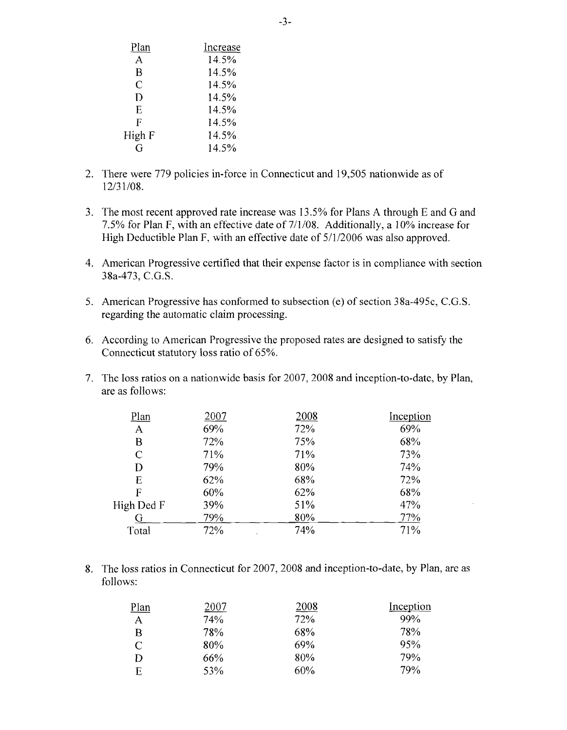| Plan | Increase |
|---|---|
| A | 14.5% |
| B | 14.5% |
| C | 14.5% |
| D | 14.5% |
| E | 14.5% |
| F | 14.5% |
| High F | 14.5% |
| G | 14.5% |

2. There were 779 policies in-force in Connecticut and 19,505 nationwide as of 12/31/08.

3. The most recent approved rate increase was 13.5% for Plans A through E and G and 7.5% for Plan F, with an effective date of 7/1/08. Additionally, a 10% increase for High Deductible Plan F, with an effective date of 5/1/2006 was also approved.

4. American Progressive certified that their expense factor is in compliance with section 38a-473, C.G.S.

5. American Progressive has conformed to subsection (e) of section 38a-495c, C.G.S. regarding the automatic claim processing.

6. According to American Progressive the proposed rates are designed to satisfy the Connecticut statutory loss ratio of 65%.

7. The loss ratios on a nationwide basis for 2007, 2008 and inception-to-date, by Plan, are as follows:

| Plan | 2007 | 2008 | Inception |
|---|---|---|---|
| A | 69% | 72% | 69% |
| B | 72% | 75% | 68% |
| C | 71% | 71% | 73% |
| D | 79% | 80% | 74% |
| E | 62% | 68% | 72% |
| F | 60% | 62% | 68% |
| High Ded F | 39% | 51% | 47% |
| G | 79% | 80% | 77% |
| Total | 72% | 74% | 71% |

8. The loss ratios in Connecticut for 2007, 2008 and inception-to-date, by Plan, are as follows:

| Plan | 2007 | 2008 | Inception |
|---|---|---|---|
| A | 74% | 72% | 99% |
| B | 78% | 68% | 78% |
| C | 80% | 69% | 95% |
| D | 66% | 80% | 79% |
| E | 53% | 60% | 79% |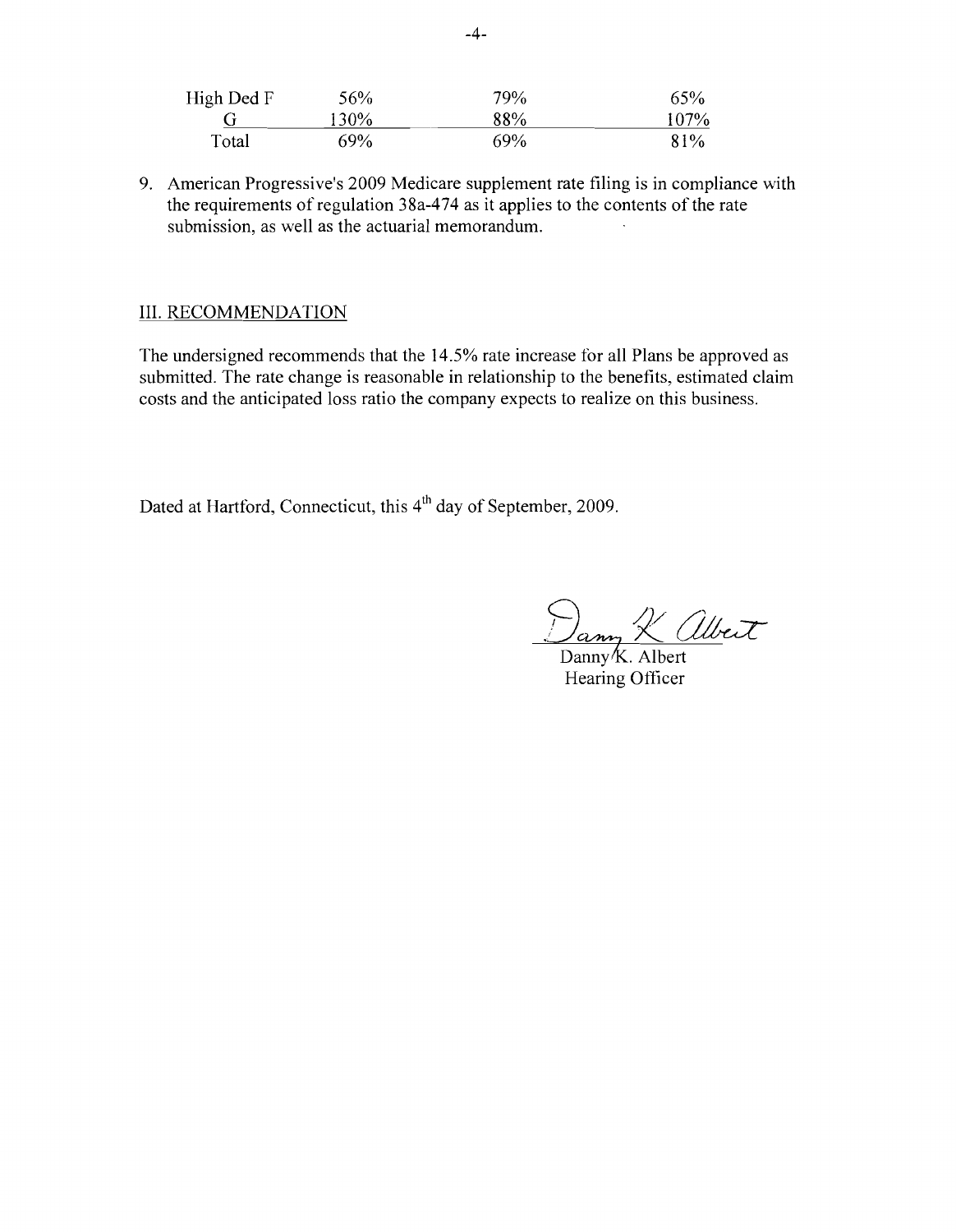| | | | |
|---|---|---|---|
| High Ded F | 56% | 79% | 65% |
| G | 130% | 88% | 107% |
| Total | 69% | 69% | 81% |

9. American Progressive's 2009 Medicare supplement rate filing is in compliance with the requirements of regulation 38a-474 as it applies to the contents of the rate submission, as well as the actuarial memorandum.

## III. RECOMMENDATION

The undersigned recommends that the 14.5% rate increase for all Plans be approved as submitted. The rate change is reasonable in relationship to the benefits, estimated claim costs and the anticipated loss ratio the company expects to realize on this business.

Dated at Hartford, Connecticut, this 4th day of September, 2009.

Danny K. Albert

Danny K. Albert
Hearing Officer